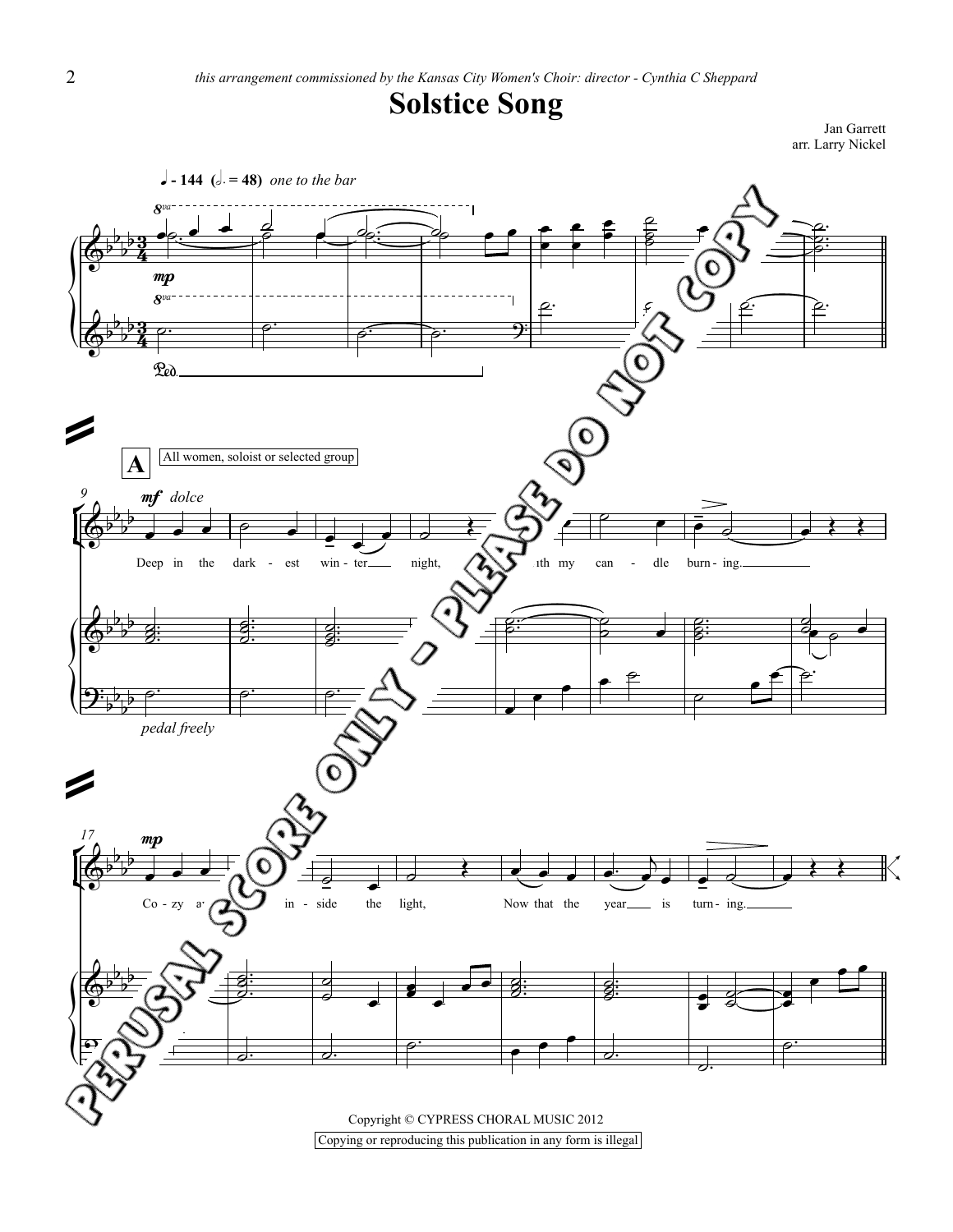*this arrangement commissioned by the Kansas City Women's Choir: director - Cynthia C Sheppard*

# Solstice Song

Jan Garrett
arr. Larry Nickel

♩ - 144 (𝅗𝅥. = 48) *one to the bar*

**A** All women, soloist or selected group

*mf dolce*

Deep in the dark - est win - ter night, ...ith my can - dle burn - ing.

*pedal freely*

*mp*

Co - zy a... in - side the light, Now that the year is turn - ing.

PERUSAL SCORE ONLY - PLEASE DO NOT COPY

Copyright © CYPRESS CHORAL MUSIC 2012

Copying or reproducing this publication in any form is illegal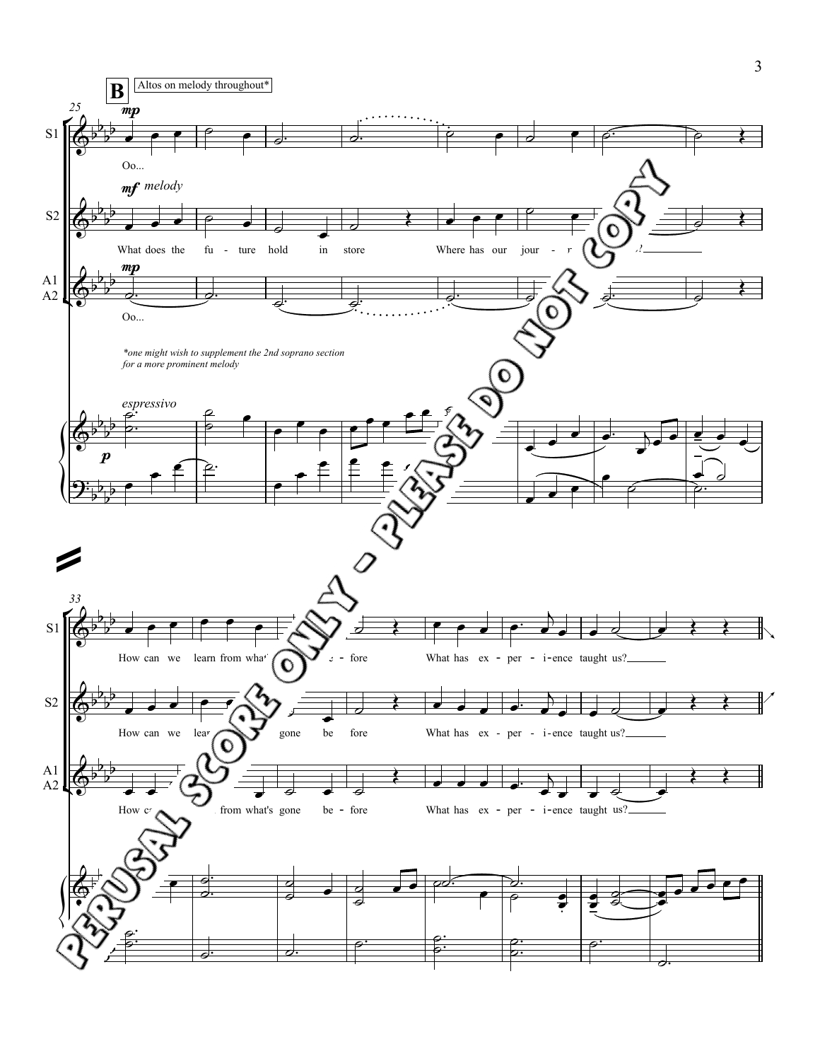**B** Altos on melody throughout*

25

S1 — *mp* Oo...

S2 — *mf melody* What does the fu - ture hold in store Where has our jour - r ... d

A1 A2 — *mp* Oo...

*one might wish to supplement the 2nd soprano section for a more prominent melody

*espressivo*

*p*

33

S1 — How can we learn from what' ... - fore What has ex - per - i-ence taught us?

S2 — How can we lea ... gone be fore What has ex - per - i-ence taught us?

A1 A2 — How c ... from what's gone be - fore What has ex - per - i-ence taught us?

PERUSAL SCORE ONLY - PLEASE DO NOT COPY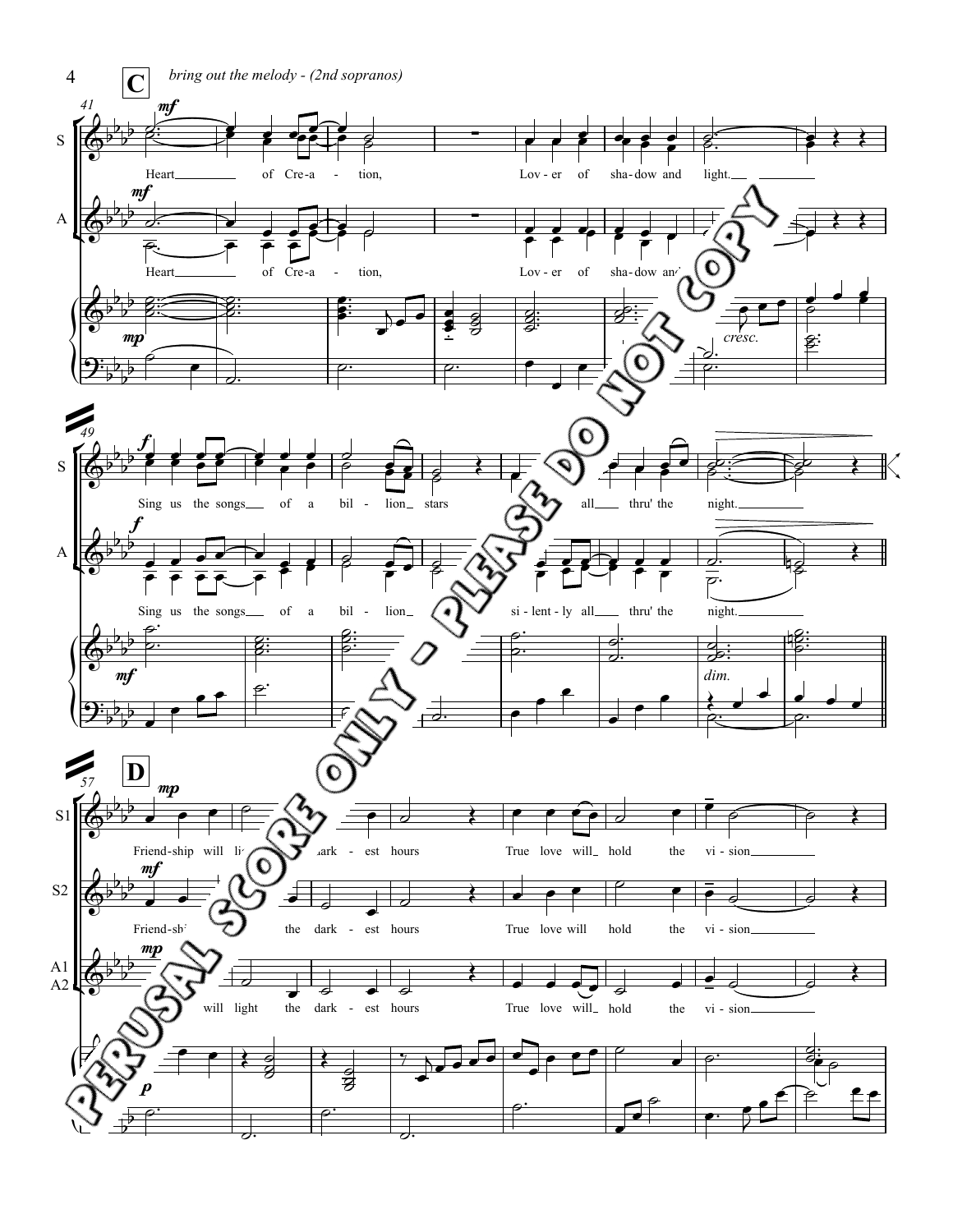**C** *bring out the melody - (2nd sopranos)*

41

S: Heart of Cre-a - tion, Lov-er of sha-dow and light.

A: Heart of Cre-a - tion, Lov-er of sha-dow and light.

49

S: Sing us the songs of a bil-lion stars all thru' the night.

A: Sing us the songs of a bil-lion si-lent-ly all thru' the night.

**D**

57

S1: Friend-ship will light the dark-est hours True love will hold the vi-sion

S2: Friend-ship will light the dark-est hours True love will hold the vi-sion

A1 A2: Friend-ship will light the dark-est hours True love will hold the vi-sion

PERUSAL SCORE ONLY - PLEASE DO NOT COPY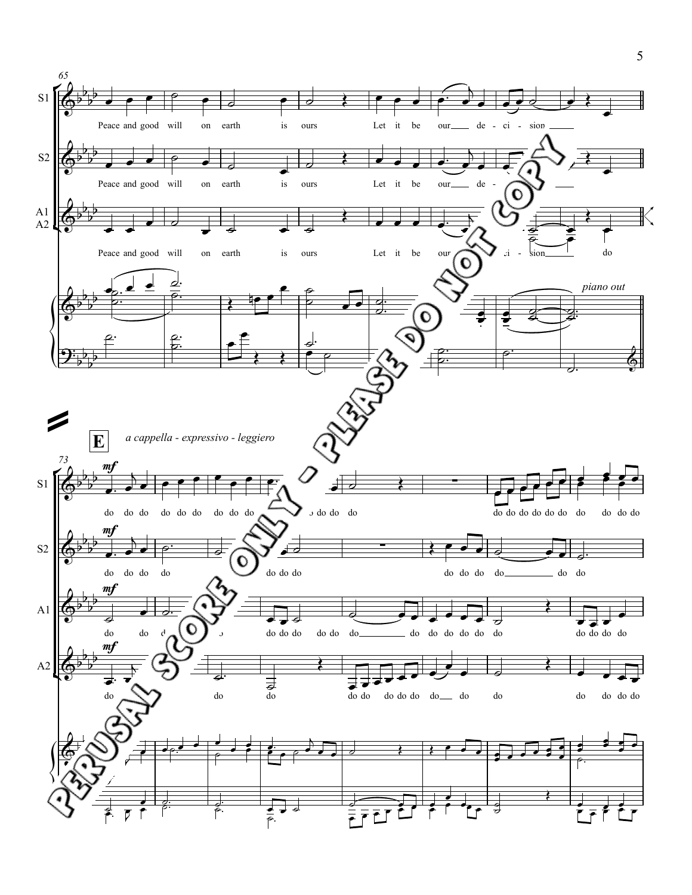S1: Peace and good will on earth is ours Let it be our de - ci - sion

S2: Peace and good will on earth is ours Let it be our de - ci - sion

A1 A2: Peace and good will on earth is ours Let it be our de - ci - sion do

*piano out*

**E** *a cappella - expressivo - leggiero*

*mf*

S1: do do do do do do do do do do do do do do do do do do do do do do do do do do

S2: do do do do do do do do do do do do do

A1: do do do do do do do do do do do do do do do do do do do

A2: do do do do do do do do do do do do do do do do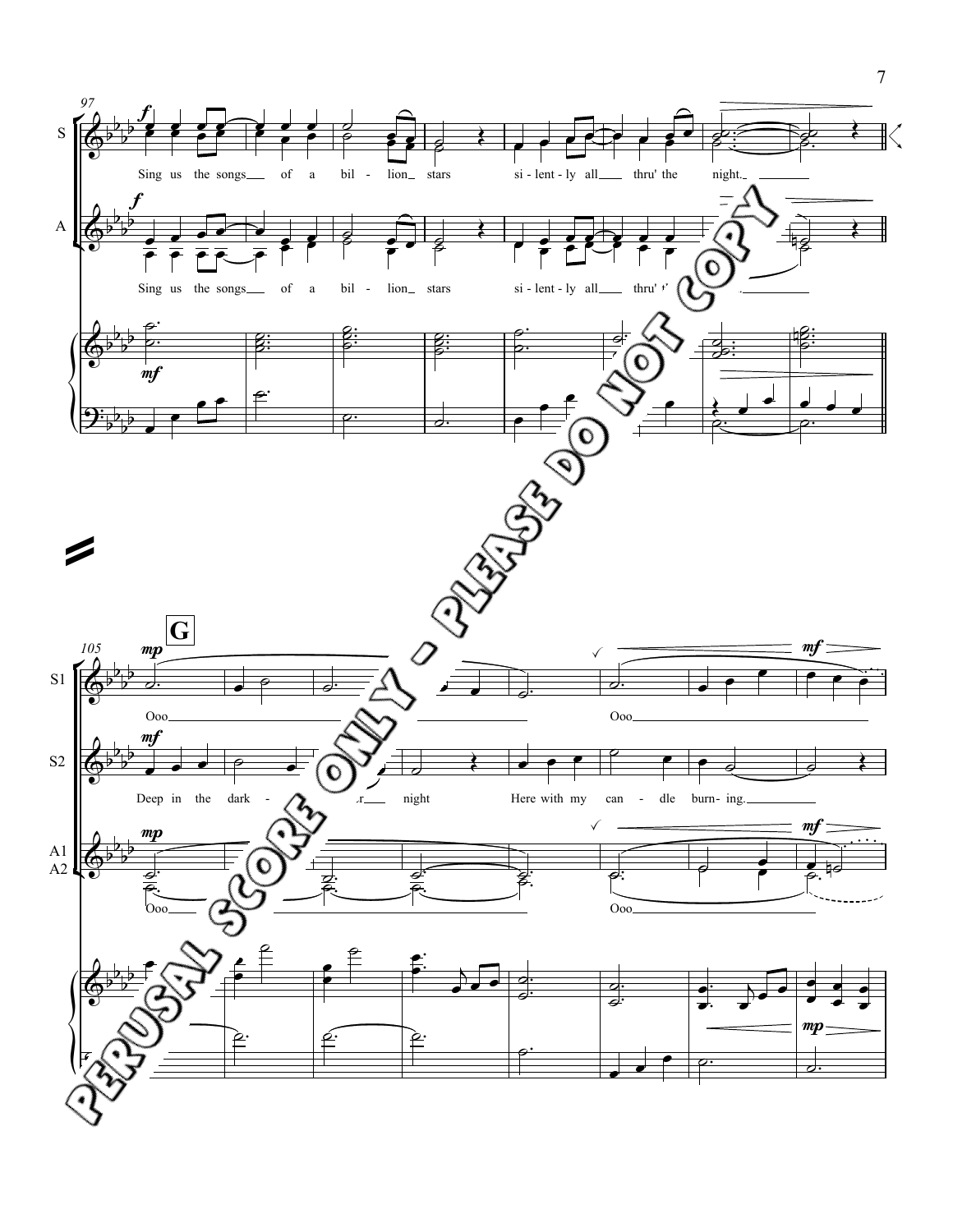97

S

Sing us the songs of a bil - lion stars si - lent - ly all thru' the night.

A

Sing us the songs of a bil - lion stars si - lent - ly all thru' the night.

105

**G**

S1

Ooo Ooo

S2

Deep in the dark - ness of night Here with my can - dle burn - ing.

A1 A2

Ooo Ooo

PERUSAL SCORE ONLY - PLEASE DO NOT COPY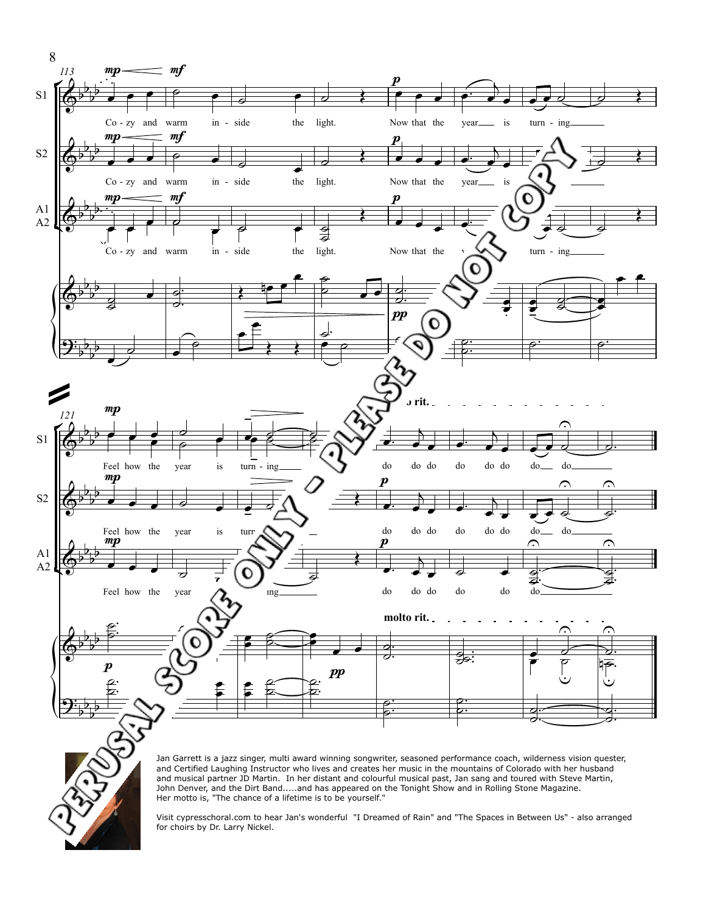Jan Garrett is a jazz singer, multi award winning songwriter, seasoned performance coach, wilderness vision quester, and Certified Laughing Instructor who lives and creates her music in the mountains of Colorado with her husband and musical partner JD Martin. In her distant and colourful musical past, Jan sang and toured with Steve Martin, John Denver, and the Dirt Band.....and has appeared on the Tonight Show and in Rolling Stone Magazine. Her motto is, "The chance of a lifetime is to be yourself."

Visit cypresschoral.com to hear Jan's wonderful "I Dreamed of Rain" and "The Spaces in Between Us" - also arranged for choirs by Dr. Larry Nickel.